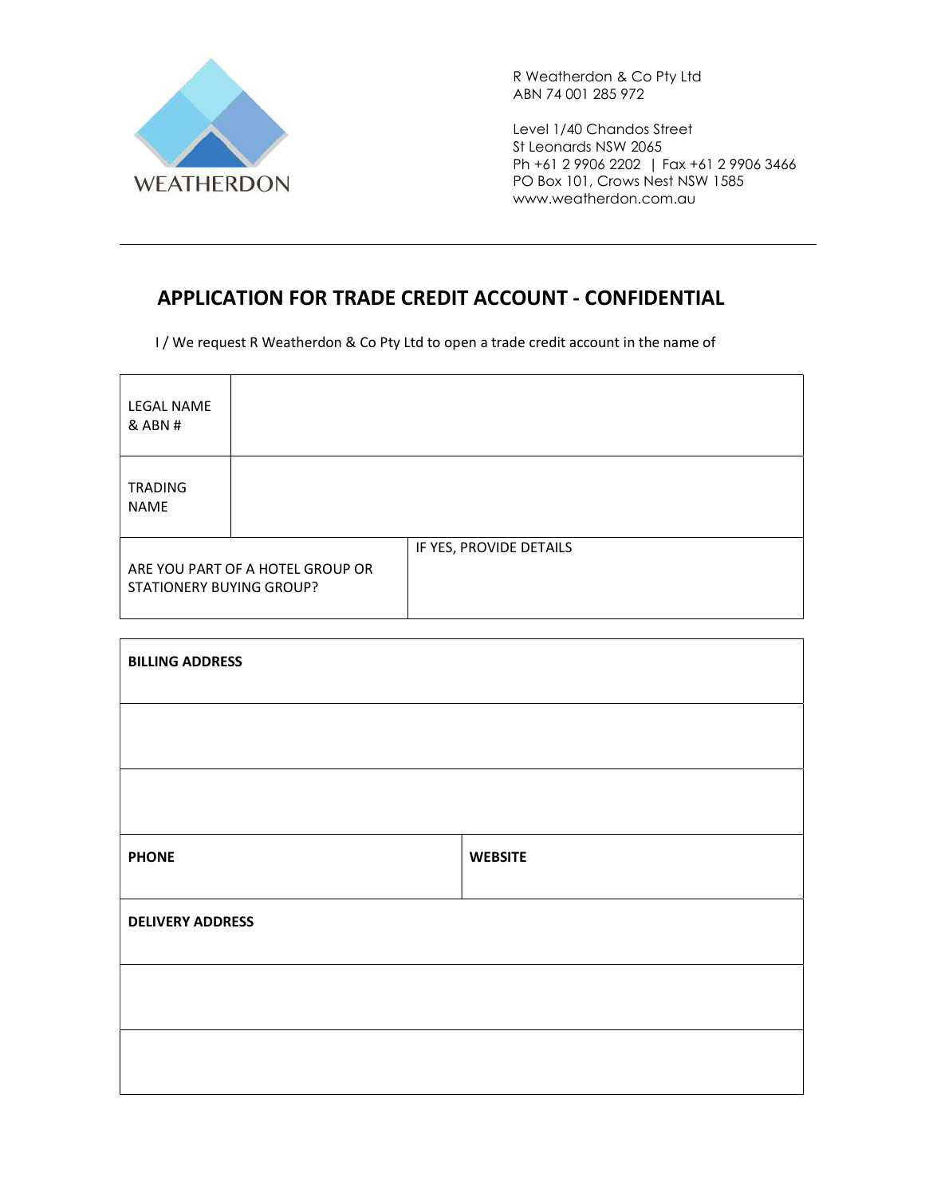WEATHERDON

R Weatherdon & Co Pty Ltd
ABN 74 001 285 972

Level 1/40 Chandos Street
St Leonards NSW 2065
Ph +61 2 9906 2202 | Fax +61 2 9906 3466
PO Box 101, Crows Nest NSW 1585
www.weatherdon.com.au

---

## APPLICATION FOR TRADE CREDIT ACCOUNT - CONFIDENTIAL

I / We request R Weatherdon & Co Pty Ltd to open a trade credit account in the name of

| | |
|---|---|
| LEGAL NAME & ABN # | |
| TRADING NAME | |
| ARE YOU PART OF A HOTEL GROUP OR STATIONERY BUYING GROUP? | IF YES, PROVIDE DETAILS |

| | |
|---|---|
| **BILLING ADDRESS** | |
| | |
| | |
| **PHONE** | **WEBSITE** |
| **DELIVERY ADDRESS** | |
| | |
| | |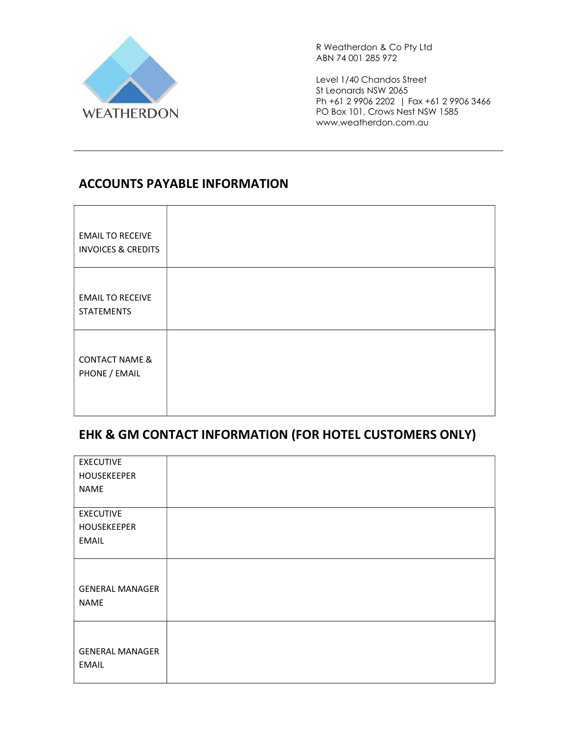WEATHERDON

R Weatherdon & Co Pty Ltd
ABN 74 001 285 972

Level 1/40 Chandos Street
St Leonards NSW 2065
Ph +61 2 9906 2202 | Fax +61 2 9906 3466
PO Box 101, Crows Nest NSW 1585
www.weatherdon.com.au

---

## ACCOUNTS PAYABLE INFORMATION

| | |
|---|---|
| EMAIL TO RECEIVE INVOICES & CREDITS | |
| EMAIL TO RECEIVE STATEMENTS | |
| CONTACT NAME & PHONE / EMAIL | |

## EHK & GM CONTACT INFORMATION (FOR HOTEL CUSTOMERS ONLY)

| | |
|---|---|
| EXECUTIVE HOUSEKEEPER NAME | |
| EXECUTIVE HOUSEKEEPER EMAIL | |
| GENERAL MANAGER NAME | |
| GENERAL MANAGER EMAIL | |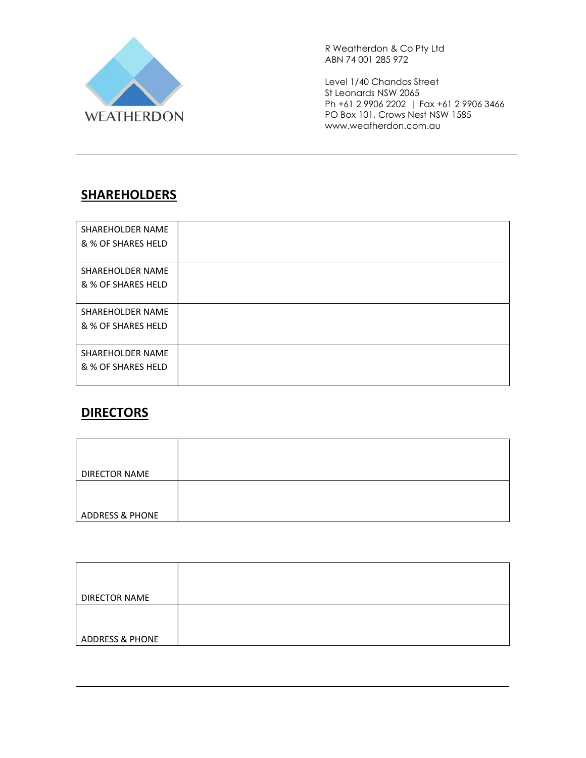R Weatherdon & Co Pty Ltd
ABN 74 001 285 972

Level 1/40 Chandos Street
St Leonards NSW 2065
Ph +61 2 9906 2202 | Fax +61 2 9906 3466
PO Box 101, Crows Nest NSW 1585
www.weatherdon.com.au

WEATHERDON

---

## SHAREHOLDERS

| | |
|---|---|
| SHAREHOLDER NAME & % OF SHARES HELD | |
| SHAREHOLDER NAME & % OF SHARES HELD | |
| SHAREHOLDER NAME & % OF SHARES HELD | |
| SHAREHOLDER NAME & % OF SHARES HELD | |

## DIRECTORS

| | |
|---|---|
| DIRECTOR NAME | |
| ADDRESS & PHONE | |

| | |
|---|---|
| DIRECTOR NAME | |
| ADDRESS & PHONE | |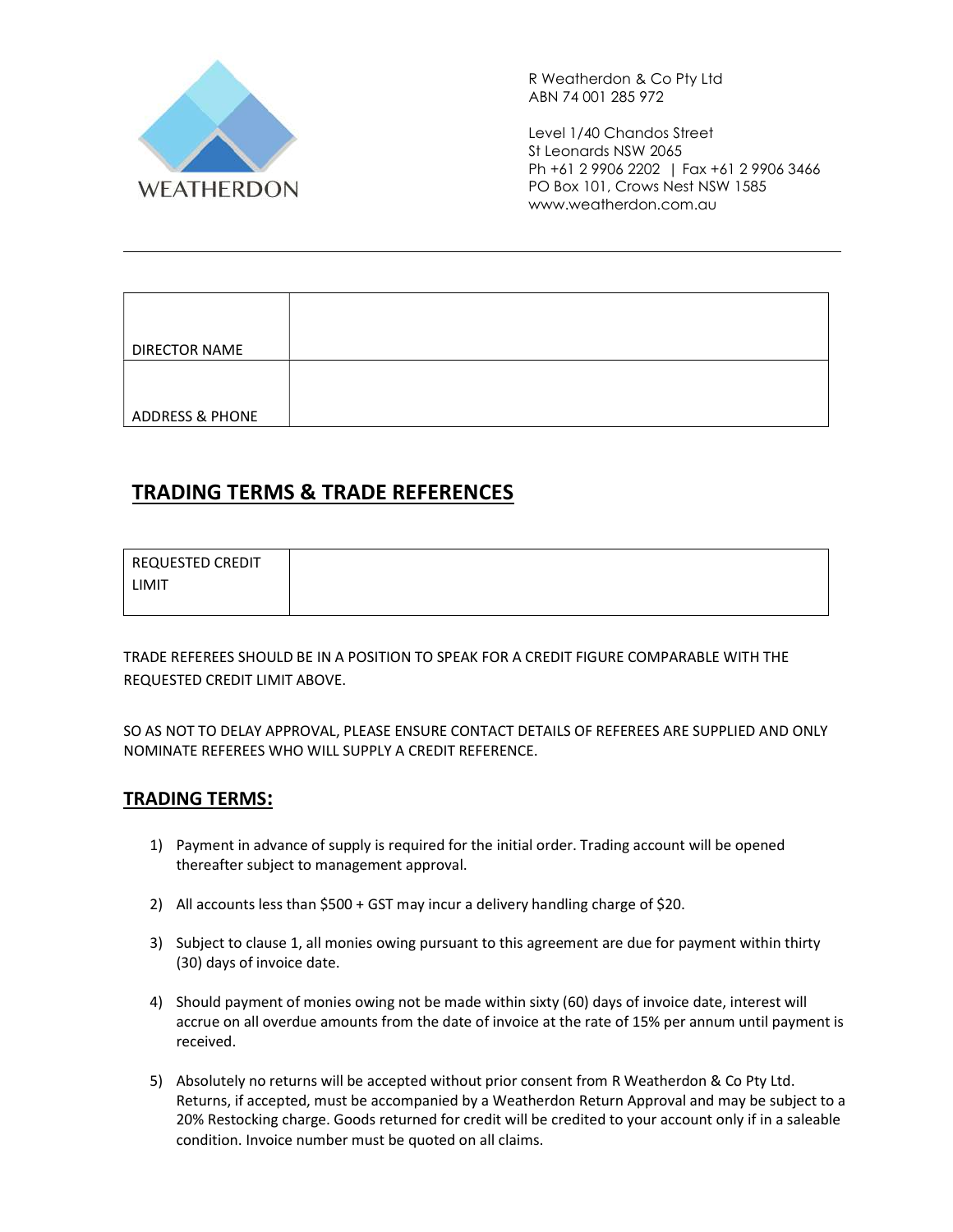WEATHERDON

R Weatherdon & Co Pty Ltd
ABN 74 001 285 972

Level 1/40 Chandos Street
St Leonards NSW 2065
Ph +61 2 9906 2202 | Fax +61 2 9906 3466
PO Box 101, Crows Nest NSW 1585
www.weatherdon.com.au

---

| DIRECTOR NAME | |
|---|---|
| ADDRESS & PHONE | |

## TRADING TERMS & TRADE REFERENCES

| REQUESTED CREDIT LIMIT | |
|---|---|

TRADE REFEREES SHOULD BE IN A POSITION TO SPEAK FOR A CREDIT FIGURE COMPARABLE WITH THE REQUESTED CREDIT LIMIT ABOVE.

SO AS NOT TO DELAY APPROVAL, PLEASE ENSURE CONTACT DETAILS OF REFEREES ARE SUPPLIED AND ONLY NOMINATE REFEREES WHO WILL SUPPLY A CREDIT REFERENCE.

### TRADING TERMS:

1) Payment in advance of supply is required for the initial order. Trading account will be opened thereafter subject to management approval.

2) All accounts less than $500 + GST may incur a delivery handling charge of $20.

3) Subject to clause 1, all monies owing pursuant to this agreement are due for payment within thirty (30) days of invoice date.

4) Should payment of monies owing not be made within sixty (60) days of invoice date, interest will accrue on all overdue amounts from the date of invoice at the rate of 15% per annum until payment is received.

5) Absolutely no returns will be accepted without prior consent from R Weatherdon & Co Pty Ltd. Returns, if accepted, must be accompanied by a Weatherdon Return Approval and may be subject to a 20% Restocking charge. Goods returned for credit will be credited to your account only if in a saleable condition. Invoice number must be quoted on all claims.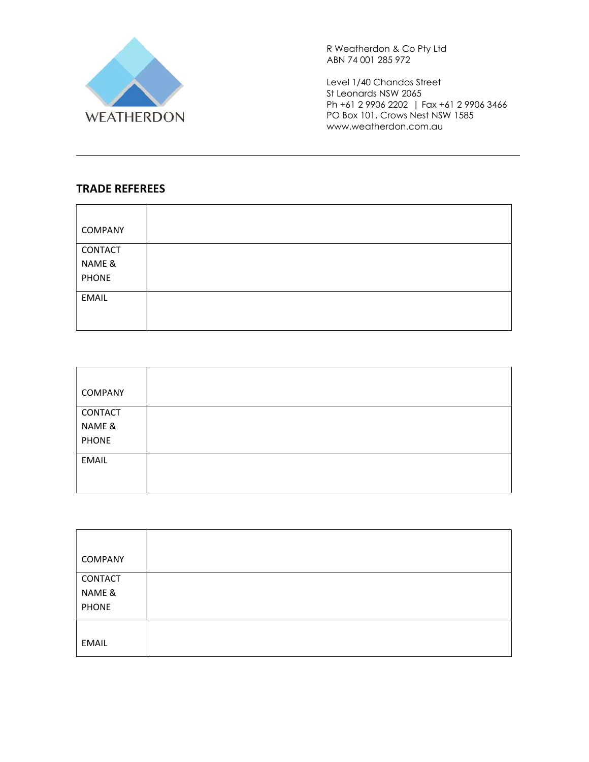WEATHERDON

R Weatherdon & Co Pty Ltd
ABN 74 001 285 972

Level 1/40 Chandos Street
St Leonards NSW 2065
Ph +61 2 9906 2202 | Fax +61 2 9906 3466
PO Box 101, Crows Nest NSW 1585
www.weatherdon.com.au

---

## TRADE REFEREES

| COMPANY | |
|---|---|
| CONTACT NAME & PHONE | |
| EMAIL | |

| COMPANY | |
|---|---|
| CONTACT NAME & PHONE | |
| EMAIL | |

| COMPANY | |
|---|---|
| CONTACT NAME & PHONE | |
| EMAIL | |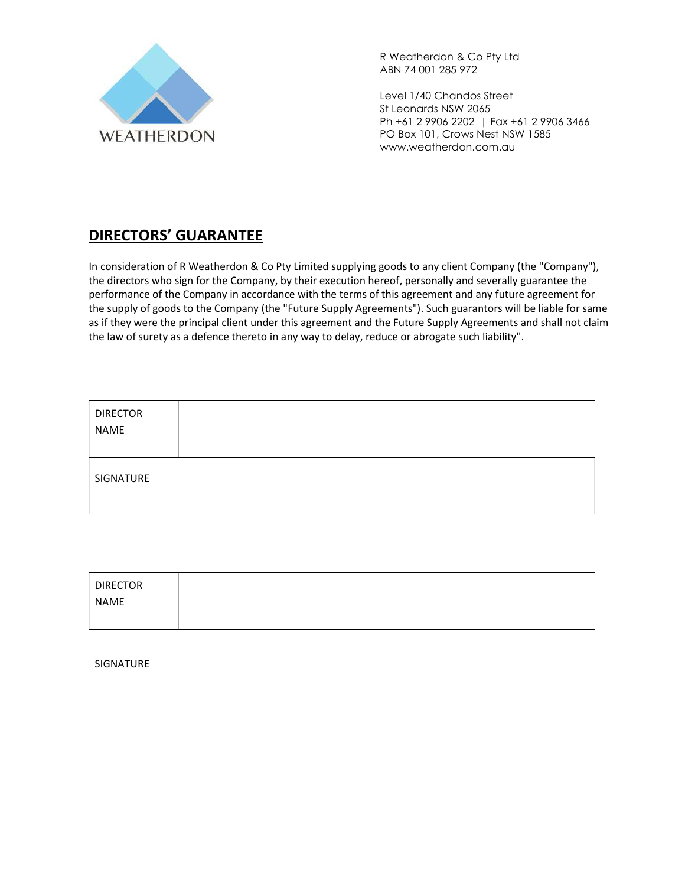WEATHERDON

R Weatherdon & Co Pty Ltd
ABN 74 001 285 972

Level 1/40 Chandos Street
St Leonards NSW 2065
Ph +61 2 9906 2202 | Fax +61 2 9906 3466
PO Box 101, Crows Nest NSW 1585
www.weatherdon.com.au

---

## DIRECTORS' GUARANTEE

In consideration of R Weatherdon & Co Pty Limited supplying goods to any client Company (the "Company"), the directors who sign for the Company, by their execution hereof, personally and severally guarantee the performance of the Company in accordance with the terms of this agreement and any future agreement for the supply of goods to the Company (the "Future Supply Agreements"). Such guarantors will be liable for same as if they were the principal client under this agreement and the Future Supply Agreements and shall not claim the law of surety as a defence thereto in any way to delay, reduce or abrogate such liability".

| | |
|---|---|
| DIRECTOR NAME | |
| SIGNATURE | |

| | |
|---|---|
| DIRECTOR NAME | |
| SIGNATURE | |